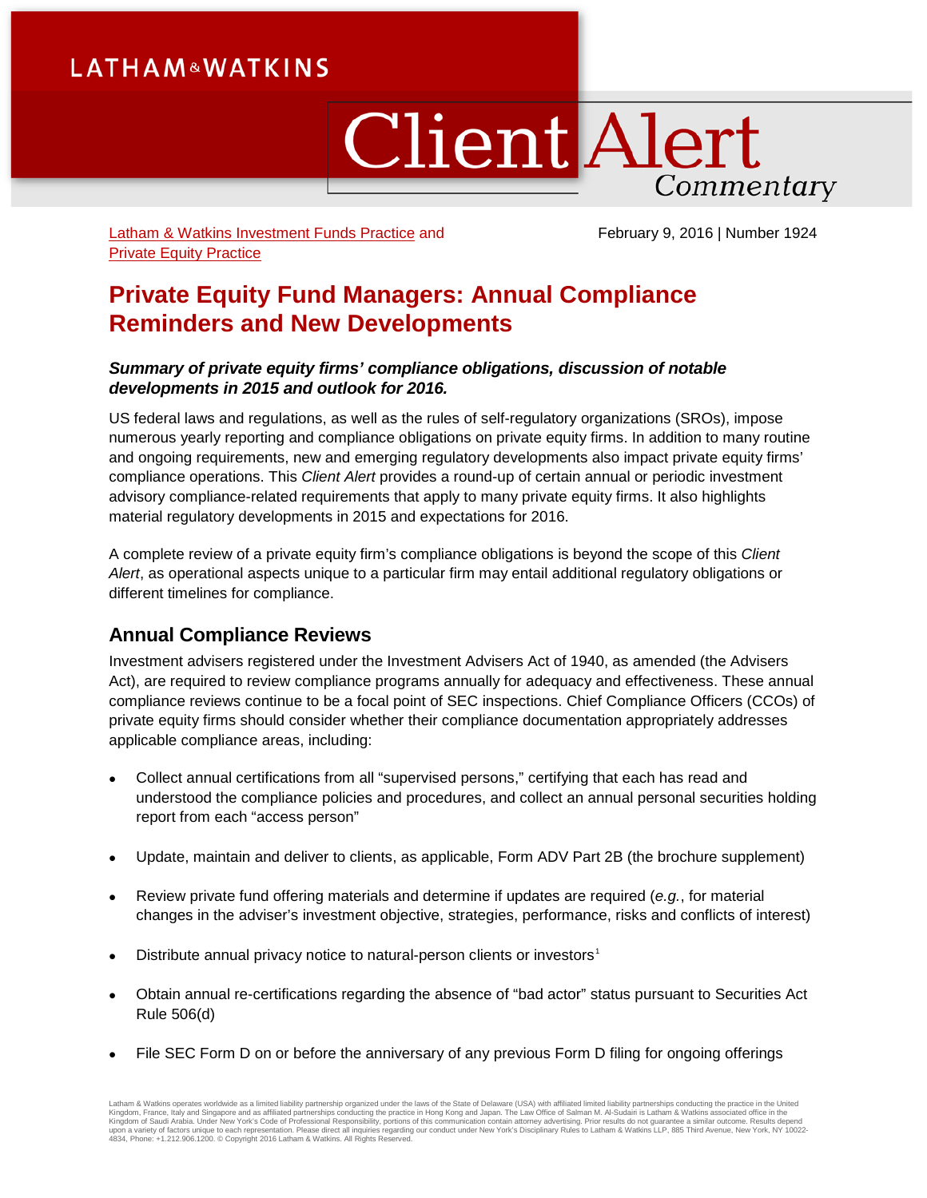LATHAM & WATKINS

# Client Alert Commentary

Latham & Watkins Investment Funds Practice and Private Equity Practice

February 9, 2016 | Number 1924

# Private Equity Fund Managers: Annual Compliance Reminders and New Developments

***Summary of private equity firms' compliance obligations, discussion of notable developments in 2015 and outlook for 2016.***

US federal laws and regulations, as well as the rules of self-regulatory organizations (SROs), impose numerous yearly reporting and compliance obligations on private equity firms. In addition to many routine and ongoing requirements, new and emerging regulatory developments also impact private equity firms' compliance operations. This *Client Alert* provides a round-up of certain annual or periodic investment advisory compliance-related requirements that apply to many private equity firms. It also highlights material regulatory developments in 2015 and expectations for 2016.

A complete review of a private equity firm's compliance obligations is beyond the scope of this *Client Alert*, as operational aspects unique to a particular firm may entail additional regulatory obligations or different timelines for compliance.

## Annual Compliance Reviews

Investment advisers registered under the Investment Advisers Act of 1940, as amended (the Advisers Act), are required to review compliance programs annually for adequacy and effectiveness. These annual compliance reviews continue to be a focal point of SEC inspections. Chief Compliance Officers (CCOs) of private equity firms should consider whether their compliance documentation appropriately addresses applicable compliance areas, including:

- Collect annual certifications from all "supervised persons," certifying that each has read and understood the compliance policies and procedures, and collect an annual personal securities holding report from each "access person"
- Update, maintain and deliver to clients, as applicable, Form ADV Part 2B (the brochure supplement)
- Review private fund offering materials and determine if updates are required (*e.g.*, for material changes in the adviser's investment objective, strategies, performance, risks and conflicts of interest)
- Distribute annual privacy notice to natural-person clients or investors[1]
- Obtain annual re-certifications regarding the absence of "bad actor" status pursuant to Securities Act Rule 506(d)
- File SEC Form D on or before the anniversary of any previous Form D filing for ongoing offerings

Latham & Watkins operates worldwide as a limited liability partnership organized under the laws of the State of Delaware (USA) with affiliated limited liability partnerships conducting the practice in the United Kingdom, France, Italy and Singapore and as affiliated partnerships conducting the practice in Hong Kong and Japan. The Law Office of Salman M. Al-Sudairi is Latham & Watkins associated office in the Kingdom of Saudi Arabia. Under New York's Code of Professional Responsibility, portions of this communication contain attorney advertising. Prior results do not guarantee a similar outcome. Results depend upon a variety of factors unique to each representation. Please direct all inquiries regarding our conduct under New York's Disciplinary Rules to Latham & Watkins LLP, 885 Third Avenue, New York, NY 10022-4834, Phone: +1.212.906.1200. © Copyright 2016 Latham & Watkins. All Rights Reserved.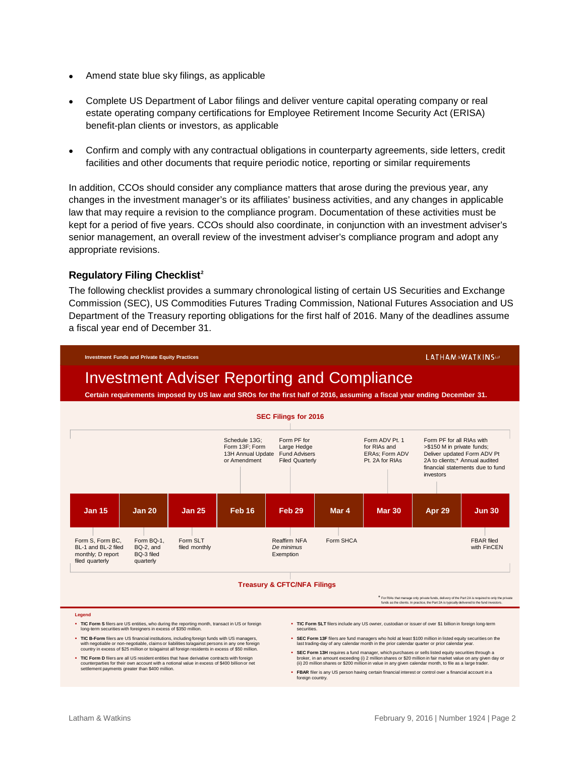- Amend state blue sky filings, as applicable
- Complete US Department of Labor filings and deliver venture capital operating company or real estate operating company certifications for Employee Retirement Income Security Act (ERISA) benefit-plan clients or investors, as applicable
- Confirm and comply with any contractual obligations in counterparty agreements, side letters, credit facilities and other documents that require periodic notice, reporting or similar requirements

In addition, CCOs should consider any compliance matters that arose during the previous year, any changes in the investment manager's or its affiliates' business activities, and any changes in applicable law that may require a revision to the compliance program. Documentation of these activities must be kept for a period of five years. CCOs should also coordinate, in conjunction with an investment adviser's senior management, an overall review of the investment adviser's compliance program and adopt any appropriate revisions.

## Regulatory Filing Checklist[2]

The following checklist provides a summary chronological listing of certain US Securities and Exchange Commission (SEC), US Commodities Futures Trading Commission, National Futures Association and US Department of the Treasury reporting obligations for the first half of 2016. Many of the deadlines assume a fiscal year end of December 31.

**Investment Funds and Private Equity Practices**

# Investment Adviser Reporting and Compliance

**Certain requirements imposed by US law and SROs for the first half of 2016, assuming a fiscal year ending December 31.**

| Date | SEC Filings for 2016 | Treasury & CFTC/NFA Filings |
|---|---|---|
| Jan 15 | | Form S, Form BC, BL-1 and BL-2 filed monthly; D report filed quarterly |
| Jan 20 | | Form BQ-1, BQ-2, and BQ-3 filed quarterly |
| Jan 25 | | Form SLT filed monthly |
| Feb 16 | Schedule 13G; Form 13F; Form 13H Annual Update or Amendment | |
| Feb 29 | Form PF for Large Hedge Fund Advisers Filed Quarterly | Reaffirm NFA *De minimus* Exemption |
| Mar 4 | | Form SHCA |
| Mar 30 | Form ADV Pt. 1 for RIAs and ERAs; Form ADV Pt. 2A for RIAs | |
| Apr 29 | Form PF for all RIAs with >$150 M in private funds; Deliver updated Form ADV Pt 2A to clients;* Annual audited financial statements due to fund investors | |
| Jun 30 | | FBAR filed with FinCEN |

* For RIAs that manage only private funds, delivery of the Part 2A is required to only the private funds as the clients. In practice, the Part 2A is typically delivered to the fund investors.

**Legend**

- **TIC Form S** filers are US entities, who during the reporting month, transact in US or foreign long-term securities with foreigners in excess of $350 million.
- **TIC B-Form** filers are US financial institutions, including foreign funds with US managers, with negotiable or non-negotiable, claims or liabilities to/against persons in any one foreign country in excess of $25 million or to/against all foreign residents in excess of $50 million.
- **TIC Form D** filers are all US resident entities that have derivative contracts with foreign counterparties for their own account with a notional value in excess of $400 billion or net settlement payments greater than $400 million.
- **TIC Form SLT** filers include any US owner, custodian or issuer of over $1 billion in foreign long-term securities.
- **SEC Form 13F** filers are fund managers who hold at least $100 million in listed equity securities on the last trading-day of any calendar month in the prior calendar quarter or prior calendar year.
- **SEC Form 13H** requires a fund manager, which purchases or sells listed equity securities through a broker, in an amount exceeding (i) 2 million shares or $20 million in fair market value on any given day or (ii) 20 million shares or $200 million in value in any given calendar month, to file as a large trader.
- **FBAR** filer is any US person having certain financial interest or control over a financial account in a foreign country.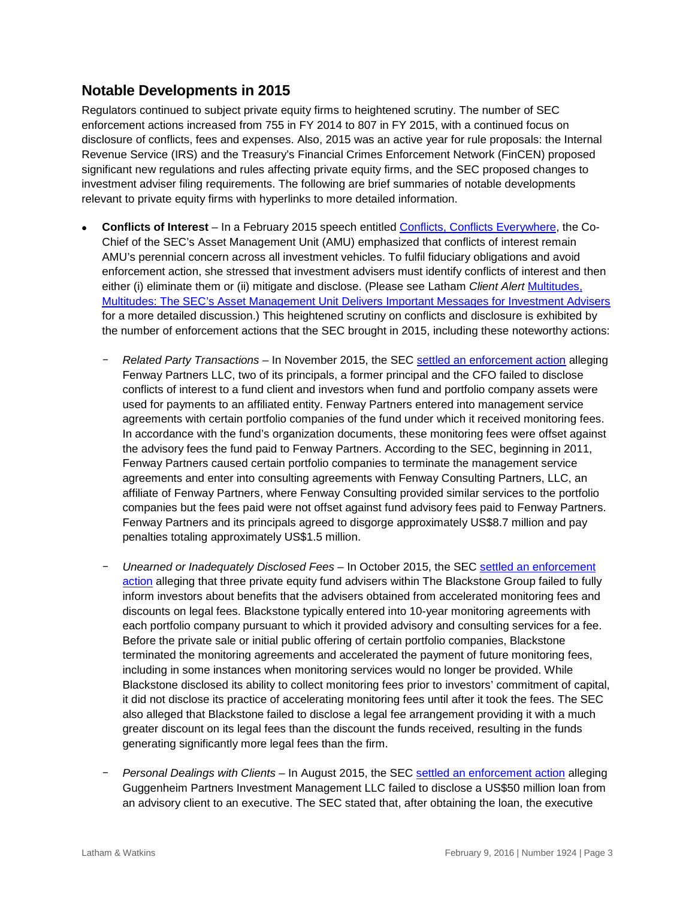## Notable Developments in 2015

Regulators continued to subject private equity firms to heightened scrutiny. The number of SEC enforcement actions increased from 755 in FY 2014 to 807 in FY 2015, with a continued focus on disclosure of conflicts, fees and expenses. Also, 2015 was an active year for rule proposals: the Internal Revenue Service (IRS) and the Treasury's Financial Crimes Enforcement Network (FinCEN) proposed significant new regulations and rules affecting private equity firms, and the SEC proposed changes to investment adviser filing requirements. The following are brief summaries of notable developments relevant to private equity firms with hyperlinks to more detailed information.

- **Conflicts of Interest** – In a February 2015 speech entitled Conflicts, Conflicts Everywhere, the Co-Chief of the SEC's Asset Management Unit (AMU) emphasized that conflicts of interest remain AMU's perennial concern across all investment vehicles. To fulfil fiduciary obligations and avoid enforcement action, she stressed that investment advisers must identify conflicts of interest and then either (i) eliminate them or (ii) mitigate and disclose. (Please see Latham *Client Alert* Multitudes, Multitudes: The SEC's Asset Management Unit Delivers Important Messages for Investment Advisers for a more detailed discussion.) This heightened scrutiny on conflicts and disclosure is exhibited by the number of enforcement actions that the SEC brought in 2015, including these noteworthy actions:

  - *Related Party Transactions* – In November 2015, the SEC settled an enforcement action alleging Fenway Partners LLC, two of its principals, a former principal and the CFO failed to disclose conflicts of interest to a fund client and investors when fund and portfolio company assets were used for payments to an affiliated entity. Fenway Partners entered into management service agreements with certain portfolio companies of the fund under which it received monitoring fees. In accordance with the fund's organization documents, these monitoring fees were offset against the advisory fees the fund paid to Fenway Partners. According to the SEC, beginning in 2011, Fenway Partners caused certain portfolio companies to terminate the management service agreements and enter into consulting agreements with Fenway Consulting Partners, LLC, an affiliate of Fenway Partners, where Fenway Consulting provided similar services to the portfolio companies but the fees paid were not offset against fund advisory fees paid to Fenway Partners. Fenway Partners and its principals agreed to disgorge approximately US$8.7 million and pay penalties totaling approximately US$1.5 million.

  - *Unearned or Inadequately Disclosed Fees* – In October 2015, the SEC settled an enforcement action alleging that three private equity fund advisers within The Blackstone Group failed to fully inform investors about benefits that the advisers obtained from accelerated monitoring fees and discounts on legal fees. Blackstone typically entered into 10-year monitoring agreements with each portfolio company pursuant to which it provided advisory and consulting services for a fee. Before the private sale or initial public offering of certain portfolio companies, Blackstone terminated the monitoring agreements and accelerated the payment of future monitoring fees, including in some instances when monitoring services would no longer be provided. While Blackstone disclosed its ability to collect monitoring fees prior to investors' commitment of capital, it did not disclose its practice of accelerating monitoring fees until after it took the fees. The SEC also alleged that Blackstone failed to disclose a legal fee arrangement providing it with a much greater discount on its legal fees than the discount the funds received, resulting in the funds generating significantly more legal fees than the firm.

  - *Personal Dealings with Clients* – In August 2015, the SEC settled an enforcement action alleging Guggenheim Partners Investment Management LLC failed to disclose a US$50 million loan from an advisory client to an executive. The SEC stated that, after obtaining the loan, the executive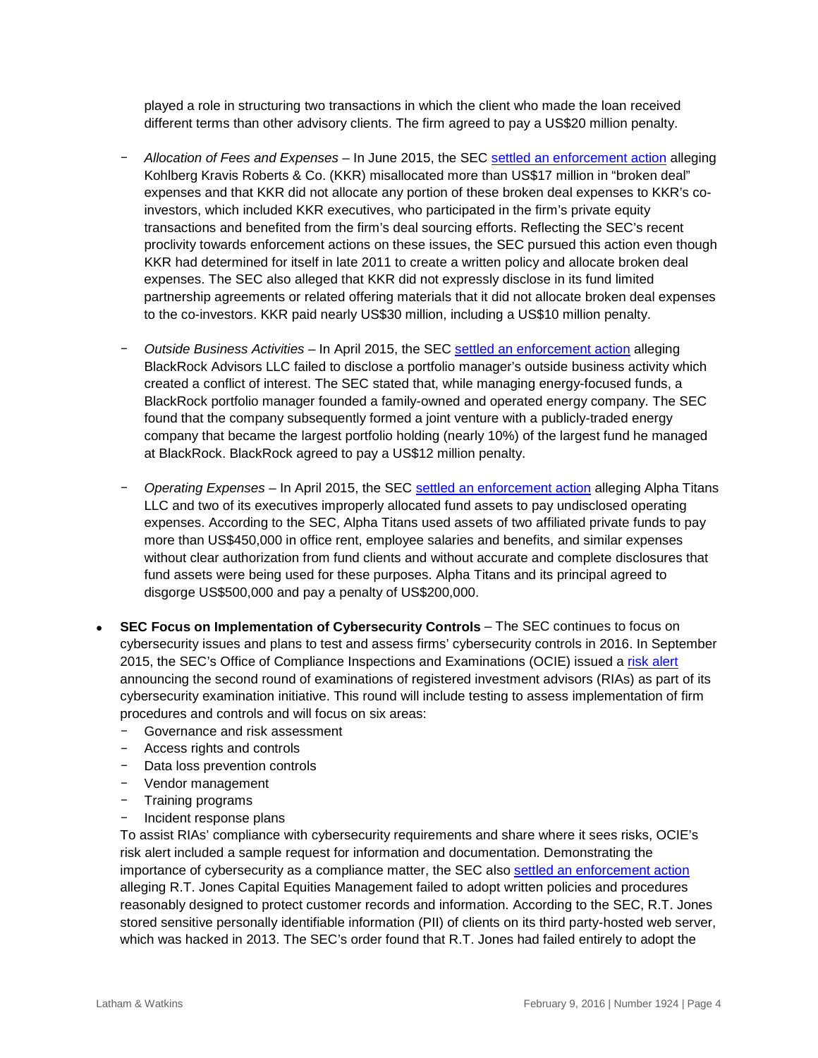played a role in structuring two transactions in which the client who made the loan received different terms than other advisory clients. The firm agreed to pay a US$20 million penalty.

- *Allocation of Fees and Expenses* – In June 2015, the SEC settled an enforcement action alleging Kohlberg Kravis Roberts & Co. (KKR) misallocated more than US$17 million in "broken deal" expenses and that KKR did not allocate any portion of these broken deal expenses to KKR's co-investors, which included KKR executives, who participated in the firm's private equity transactions and benefited from the firm's deal sourcing efforts. Reflecting the SEC's recent proclivity towards enforcement actions on these issues, the SEC pursued this action even though KKR had determined for itself in late 2011 to create a written policy and allocate broken deal expenses. The SEC also alleged that KKR did not expressly disclose in its fund limited partnership agreements or related offering materials that it did not allocate broken deal expenses to the co-investors. KKR paid nearly US$30 million, including a US$10 million penalty.

- *Outside Business Activities* – In April 2015, the SEC settled an enforcement action alleging BlackRock Advisors LLC failed to disclose a portfolio manager's outside business activity which created a conflict of interest. The SEC stated that, while managing energy-focused funds, a BlackRock portfolio manager founded a family-owned and operated energy company. The SEC found that the company subsequently formed a joint venture with a publicly-traded energy company that became the largest portfolio holding (nearly 10%) of the largest fund he managed at BlackRock. BlackRock agreed to pay a US$12 million penalty.

- *Operating Expenses* – In April 2015, the SEC settled an enforcement action alleging Alpha Titans LLC and two of its executives improperly allocated fund assets to pay undisclosed operating expenses. According to the SEC, Alpha Titans used assets of two affiliated private funds to pay more than US$450,000 in office rent, employee salaries and benefits, and similar expenses without clear authorization from fund clients and without accurate and complete disclosures that fund assets were being used for these purposes. Alpha Titans and its principal agreed to disgorge US$500,000 and pay a penalty of US$200,000.

- **SEC Focus on Implementation of Cybersecurity Controls** – The SEC continues to focus on cybersecurity issues and plans to test and assess firms' cybersecurity controls in 2016. In September 2015, the SEC's Office of Compliance Inspections and Examinations (OCIE) issued a risk alert announcing the second round of examinations of registered investment advisors (RIAs) as part of its cybersecurity examination initiative. This round will include testing to assess implementation of firm procedures and controls and will focus on six areas:
  - Governance and risk assessment
  - Access rights and controls
  - Data loss prevention controls
  - Vendor management
  - Training programs
  - Incident response plans

  To assist RIAs' compliance with cybersecurity requirements and share where it sees risks, OCIE's risk alert included a sample request for information and documentation. Demonstrating the importance of cybersecurity as a compliance matter, the SEC also settled an enforcement action alleging R.T. Jones Capital Equities Management failed to adopt written policies and procedures reasonably designed to protect customer records and information. According to the SEC, R.T. Jones stored sensitive personally identifiable information (PII) of clients on its third party-hosted web server, which was hacked in 2013. The SEC's order found that R.T. Jones had failed entirely to adopt the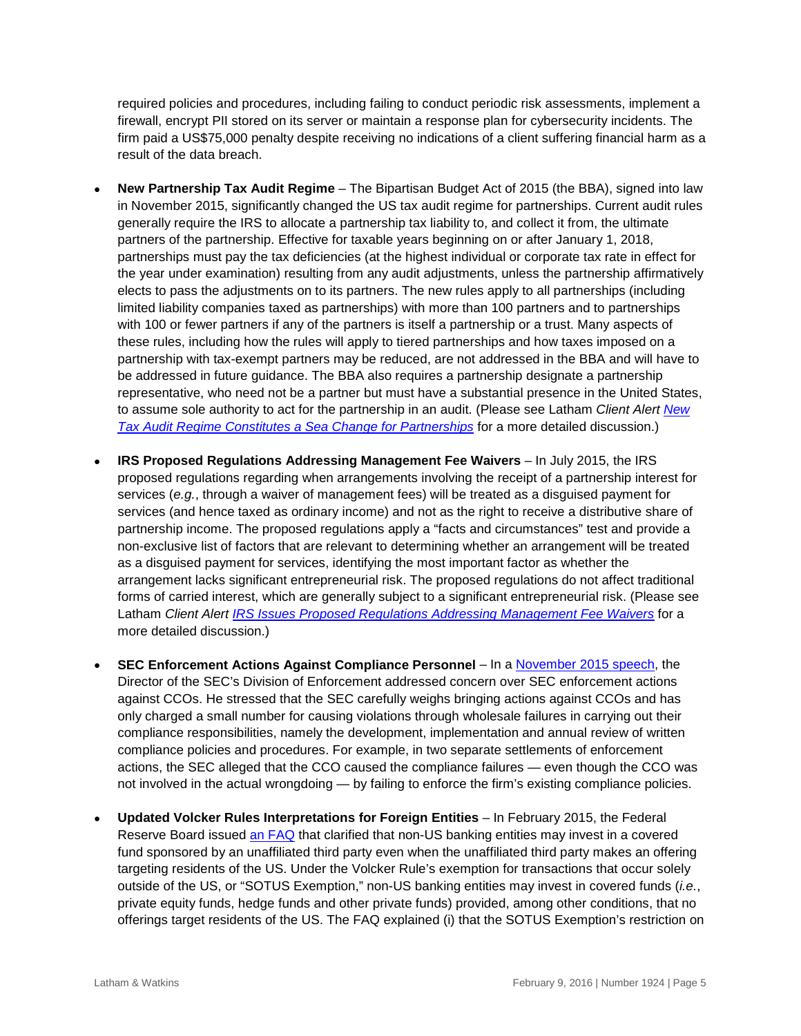required policies and procedures, including failing to conduct periodic risk assessments, implement a firewall, encrypt PII stored on its server or maintain a response plan for cybersecurity incidents. The firm paid a US$75,000 penalty despite receiving no indications of a client suffering financial harm as a result of the data breach.

- **New Partnership Tax Audit Regime** – The Bipartisan Budget Act of 2015 (the BBA), signed into law in November 2015, significantly changed the US tax audit regime for partnerships. Current audit rules generally require the IRS to allocate a partnership tax liability to, and collect it from, the ultimate partners of the partnership. Effective for taxable years beginning on or after January 1, 2018, partnerships must pay the tax deficiencies (at the highest individual or corporate tax rate in effect for the year under examination) resulting from any audit adjustments, unless the partnership affirmatively elects to pass the adjustments on to its partners. The new rules apply to all partnerships (including limited liability companies taxed as partnerships) with more than 100 partners and to partnerships with 100 or fewer partners if any of the partners is itself a partnership or a trust. Many aspects of these rules, including how the rules will apply to tiered partnerships and how taxes imposed on a partnership with tax-exempt partners may be reduced, are not addressed in the BBA and will have to be addressed in future guidance. The BBA also requires a partnership designate a partnership representative, who need not be a partner but must have a substantial presence in the United States, to assume sole authority to act for the partnership in an audit. (Please see Latham *Client Alert* *New Tax Audit Regime Constitutes a Sea Change for Partnerships* for a more detailed discussion.)

- **IRS Proposed Regulations Addressing Management Fee Waivers** – In July 2015, the IRS proposed regulations regarding when arrangements involving the receipt of a partnership interest for services (*e.g.*, through a waiver of management fees) will be treated as a disguised payment for services (and hence taxed as ordinary income) and not as the right to receive a distributive share of partnership income. The proposed regulations apply a "facts and circumstances" test and provide a non-exclusive list of factors that are relevant to determining whether an arrangement will be treated as a disguised payment for services, identifying the most important factor as whether the arrangement lacks significant entrepreneurial risk. The proposed regulations do not affect traditional forms of carried interest, which are generally subject to a significant entrepreneurial risk. (Please see Latham *Client Alert* *IRS Issues Proposed Regulations Addressing Management Fee Waivers* for a more detailed discussion.)

- **SEC Enforcement Actions Against Compliance Personnel** – In a November 2015 speech, the Director of the SEC's Division of Enforcement addressed concern over SEC enforcement actions against CCOs. He stressed that the SEC carefully weighs bringing actions against CCOs and has only charged a small number for causing violations through wholesale failures in carrying out their compliance responsibilities, namely the development, implementation and annual review of written compliance policies and procedures. For example, in two separate settlements of enforcement actions, the SEC alleged that the CCO caused the compliance failures — even though the CCO was not involved in the actual wrongdoing — by failing to enforce the firm's existing compliance policies.

- **Updated Volcker Rules Interpretations for Foreign Entities** – In February 2015, the Federal Reserve Board issued an FAQ that clarified that non-US banking entities may invest in a covered fund sponsored by an unaffiliated third party even when the unaffiliated third party makes an offering targeting residents of the US. Under the Volcker Rule's exemption for transactions that occur solely outside of the US, or "SOTUS Exemption," non-US banking entities may invest in covered funds (*i.e.*, private equity funds, hedge funds and other private funds) provided, among other conditions, that no offerings target residents of the US. The FAQ explained (i) that the SOTUS Exemption's restriction on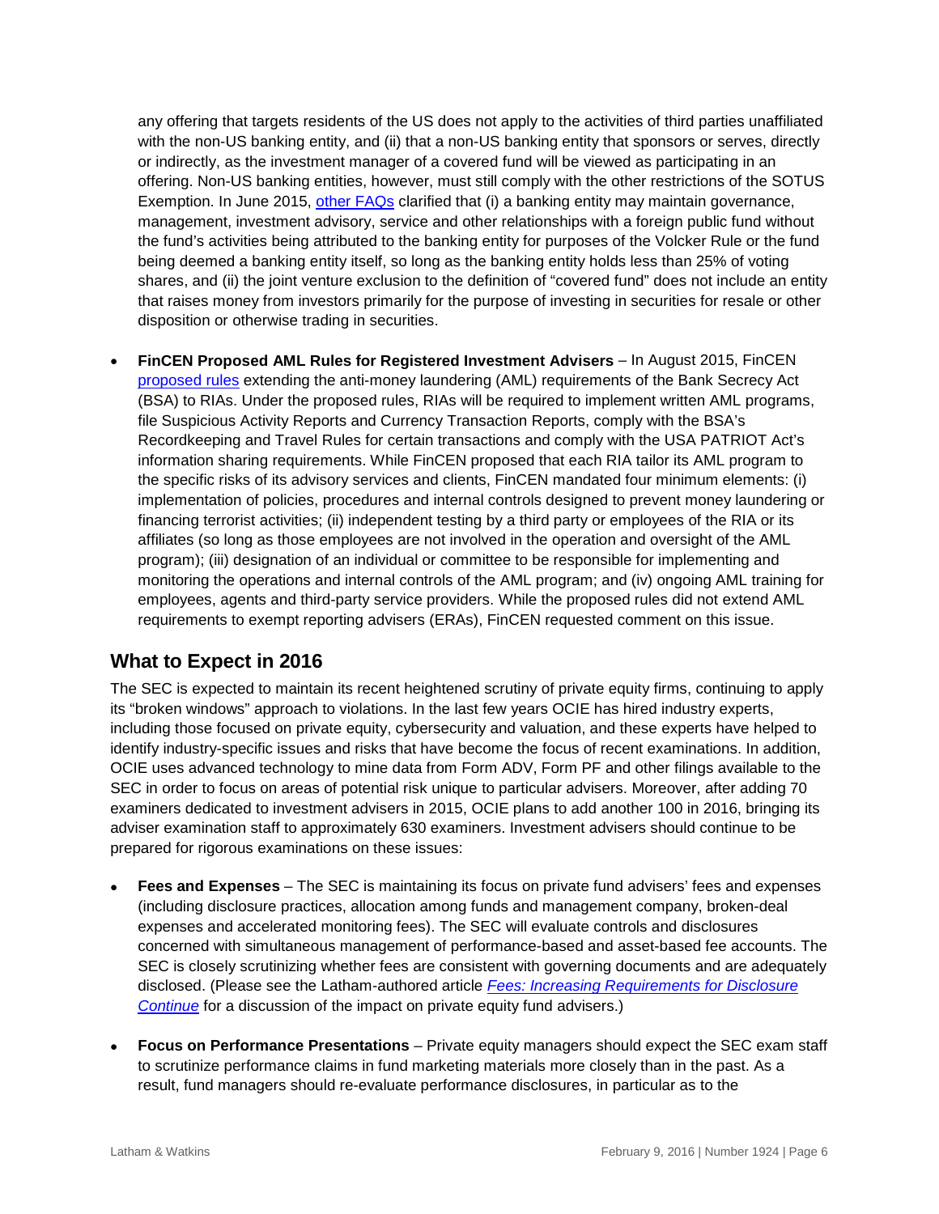any offering that targets residents of the US does not apply to the activities of third parties unaffiliated with the non-US banking entity, and (ii) that a non-US banking entity that sponsors or serves, directly or indirectly, as the investment manager of a covered fund will be viewed as participating in an offering. Non-US banking entities, however, must still comply with the other restrictions of the SOTUS Exemption. In June 2015, other FAQs clarified that (i) a banking entity may maintain governance, management, investment advisory, service and other relationships with a foreign public fund without the fund's activities being attributed to the banking entity for purposes of the Volcker Rule or the fund being deemed a banking entity itself, so long as the banking entity holds less than 25% of voting shares, and (ii) the joint venture exclusion to the definition of "covered fund" does not include an entity that raises money from investors primarily for the purpose of investing in securities for resale or other disposition or otherwise trading in securities.

- **FinCEN Proposed AML Rules for Registered Investment Advisers** – In August 2015, FinCEN proposed rules extending the anti-money laundering (AML) requirements of the Bank Secrecy Act (BSA) to RIAs. Under the proposed rules, RIAs will be required to implement written AML programs, file Suspicious Activity Reports and Currency Transaction Reports, comply with the BSA's Recordkeeping and Travel Rules for certain transactions and comply with the USA PATRIOT Act's information sharing requirements. While FinCEN proposed that each RIA tailor its AML program to the specific risks of its advisory services and clients, FinCEN mandated four minimum elements: (i) implementation of policies, procedures and internal controls designed to prevent money laundering or financing terrorist activities; (ii) independent testing by a third party or employees of the RIA or its affiliates (so long as those employees are not involved in the operation and oversight of the AML program); (iii) designation of an individual or committee to be responsible for implementing and monitoring the operations and internal controls of the AML program; and (iv) ongoing AML training for employees, agents and third-party service providers. While the proposed rules did not extend AML requirements to exempt reporting advisers (ERAs), FinCEN requested comment on this issue.

## What to Expect in 2016

The SEC is expected to maintain its recent heightened scrutiny of private equity firms, continuing to apply its "broken windows" approach to violations. In the last few years OCIE has hired industry experts, including those focused on private equity, cybersecurity and valuation, and these experts have helped to identify industry-specific issues and risks that have become the focus of recent examinations. In addition, OCIE uses advanced technology to mine data from Form ADV, Form PF and other filings available to the SEC in order to focus on areas of potential risk unique to particular advisers. Moreover, after adding 70 examiners dedicated to investment advisers in 2015, OCIE plans to add another 100 in 2016, bringing its adviser examination staff to approximately 630 examiners. Investment advisers should continue to be prepared for rigorous examinations on these issues:

- **Fees and Expenses** – The SEC is maintaining its focus on private fund advisers' fees and expenses (including disclosure practices, allocation among funds and management company, broken-deal expenses and accelerated monitoring fees). The SEC will evaluate controls and disclosures concerned with simultaneous management of performance-based and asset-based fee accounts. The SEC is closely scrutinizing whether fees are consistent with governing documents and are adequately disclosed. (Please see the Latham-authored article *Fees: Increasing Requirements for Disclosure Continue* for a discussion of the impact on private equity fund advisers.)

- **Focus on Performance Presentations** – Private equity managers should expect the SEC exam staff to scrutinize performance claims in fund marketing materials more closely than in the past. As a result, fund managers should re-evaluate performance disclosures, in particular as to the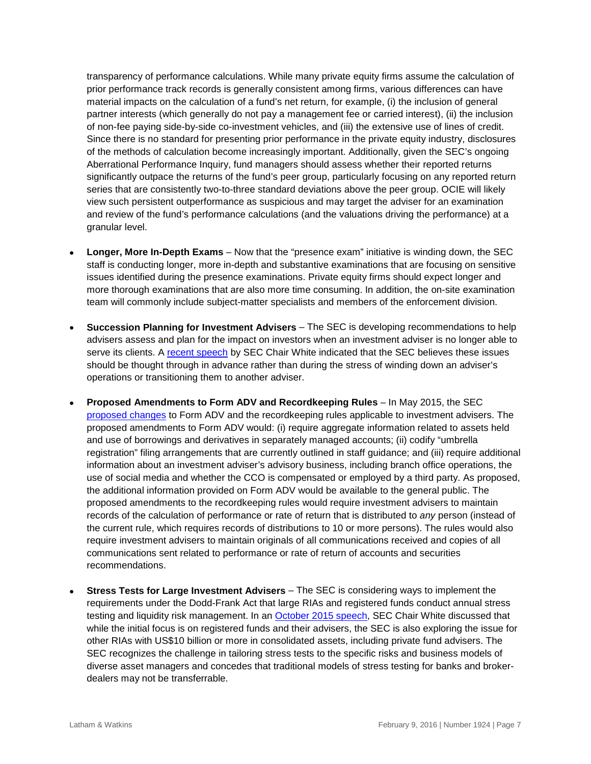transparency of performance calculations. While many private equity firms assume the calculation of prior performance track records is generally consistent among firms, various differences can have material impacts on the calculation of a fund's net return, for example, (i) the inclusion of general partner interests (which generally do not pay a management fee or carried interest), (ii) the inclusion of non-fee paying side-by-side co-investment vehicles, and (iii) the extensive use of lines of credit. Since there is no standard for presenting prior performance in the private equity industry, disclosures of the methods of calculation become increasingly important. Additionally, given the SEC's ongoing Aberrational Performance Inquiry, fund managers should assess whether their reported returns significantly outpace the returns of the fund's peer group, particularly focusing on any reported return series that are consistently two-to-three standard deviations above the peer group. OCIE will likely view such persistent outperformance as suspicious and may target the adviser for an examination and review of the fund's performance calculations (and the valuations driving the performance) at a granular level.

- **Longer, More In-Depth Exams** – Now that the "presence exam" initiative is winding down, the SEC staff is conducting longer, more in-depth and substantive examinations that are focusing on sensitive issues identified during the presence examinations. Private equity firms should expect longer and more thorough examinations that are also more time consuming. In addition, the on-site examination team will commonly include subject-matter specialists and members of the enforcement division.

- **Succession Planning for Investment Advisers** – The SEC is developing recommendations to help advisers assess and plan for the impact on investors when an investment adviser is no longer able to serve its clients. A recent speech by SEC Chair White indicated that the SEC believes these issues should be thought through in advance rather than during the stress of winding down an adviser's operations or transitioning them to another adviser.

- **Proposed Amendments to Form ADV and Recordkeeping Rules** – In May 2015, the SEC proposed changes to Form ADV and the recordkeeping rules applicable to investment advisers. The proposed amendments to Form ADV would: (i) require aggregate information related to assets held and use of borrowings and derivatives in separately managed accounts; (ii) codify "umbrella registration" filing arrangements that are currently outlined in staff guidance; and (iii) require additional information about an investment adviser's advisory business, including branch office operations, the use of social media and whether the CCO is compensated or employed by a third party. As proposed, the additional information provided on Form ADV would be available to the general public. The proposed amendments to the recordkeeping rules would require investment advisers to maintain records of the calculation of performance or rate of return that is distributed to *any* person (instead of the current rule, which requires records of distributions to 10 or more persons). The rules would also require investment advisers to maintain originals of all communications received and copies of all communications sent related to performance or rate of return of accounts and securities recommendations.

- **Stress Tests for Large Investment Advisers** – The SEC is considering ways to implement the requirements under the Dodd-Frank Act that large RIAs and registered funds conduct annual stress testing and liquidity risk management. In an October 2015 speech, SEC Chair White discussed that while the initial focus is on registered funds and their advisers, the SEC is also exploring the issue for other RIAs with US$10 billion or more in consolidated assets, including private fund advisers. The SEC recognizes the challenge in tailoring stress tests to the specific risks and business models of diverse asset managers and concedes that traditional models of stress testing for banks and broker-dealers may not be transferrable.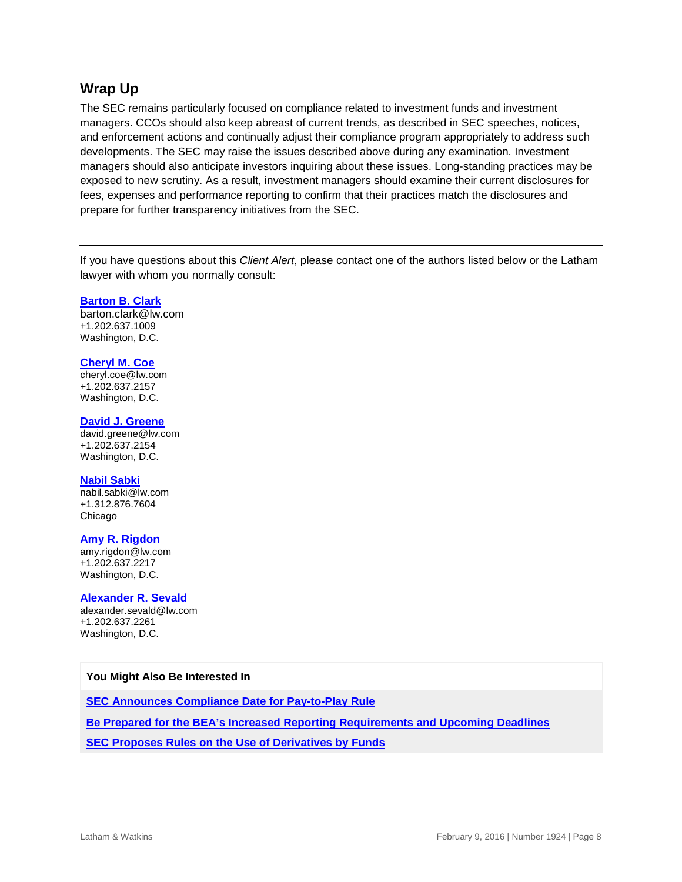## Wrap Up

The SEC remains particularly focused on compliance related to investment funds and investment managers. CCOs should also keep abreast of current trends, as described in SEC speeches, notices, and enforcement actions and continually adjust their compliance program appropriately to address such developments. The SEC may raise the issues described above during any examination. Investment managers should also anticipate investors inquiring about these issues. Long-standing practices may be exposed to new scrutiny. As a result, investment managers should examine their current disclosures for fees, expenses and performance reporting to confirm that their practices match the disclosures and prepare for further transparency initiatives from the SEC.

---

If you have questions about this *Client Alert*, please contact one of the authors listed below or the Latham lawyer with whom you normally consult:

**Barton B. Clark**
barton.clark@lw.com
+1.202.637.1009
Washington, D.C.

**Cheryl M. Coe**
cheryl.coe@lw.com
+1.202.637.2157
Washington, D.C.

**David J. Greene**
david.greene@lw.com
+1.202.637.2154
Washington, D.C.

**Nabil Sabki**
nabil.sabki@lw.com
+1.312.876.7604
Chicago

**Amy R. Rigdon**
amy.rigdon@lw.com
+1.202.637.2217
Washington, D.C.

**Alexander R. Sevald**
alexander.sevald@lw.com
+1.202.637.2261
Washington, D.C.

**You Might Also Be Interested In**

**SEC Announces Compliance Date for Pay-to-Play Rule**

**Be Prepared for the BEA's Increased Reporting Requirements and Upcoming Deadlines**

**SEC Proposes Rules on the Use of Derivatives by Funds**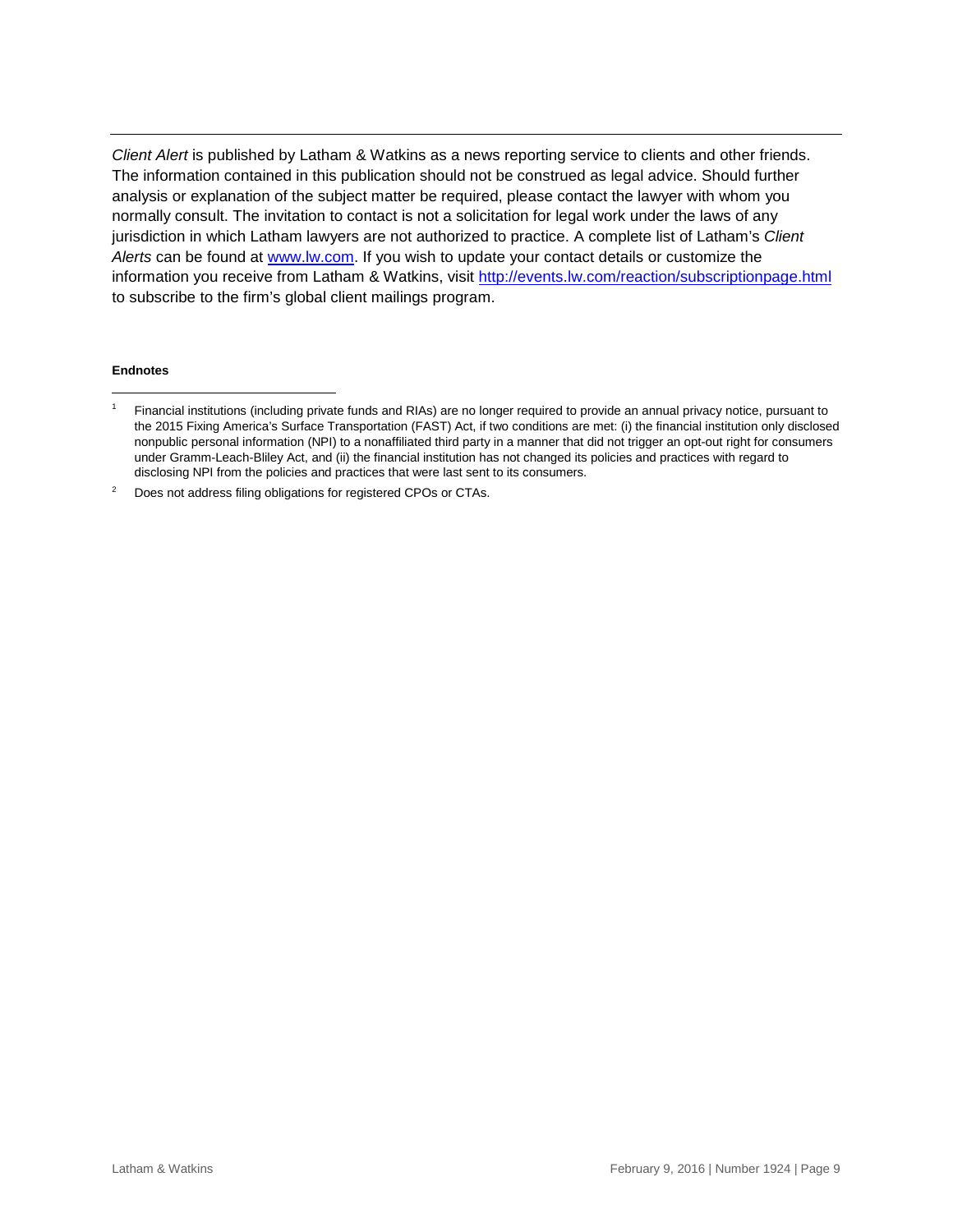*Client Alert* is published by Latham & Watkins as a news reporting service to clients and other friends. The information contained in this publication should not be construed as legal advice. Should further analysis or explanation of the subject matter be required, please contact the lawyer with whom you normally consult. The invitation to contact is not a solicitation for legal work under the laws of any jurisdiction in which Latham lawyers are not authorized to practice. A complete list of Latham's *Client Alerts* can be found at [www.lw.com](http://www.lw.com). If you wish to update your contact details or customize the information you receive from Latham & Watkins, visit [http://events.lw.com/reaction/subscriptionpage.html](http://events.lw.com/reaction/subscriptionpage.html) to subscribe to the firm's global client mailings program.

**Endnotes**

[1] Financial institutions (including private funds and RIAs) are no longer required to provide an annual privacy notice, pursuant to the 2015 Fixing America's Surface Transportation (FAST) Act, if two conditions are met: (i) the financial institution only disclosed nonpublic personal information (NPI) to a nonaffiliated third party in a manner that did not trigger an opt-out right for consumers under Gramm-Leach-Bliley Act, and (ii) the financial institution has not changed its policies and practices with regard to disclosing NPI from the policies and practices that were last sent to its consumers.

[2] Does not address filing obligations for registered CPOs or CTAs.